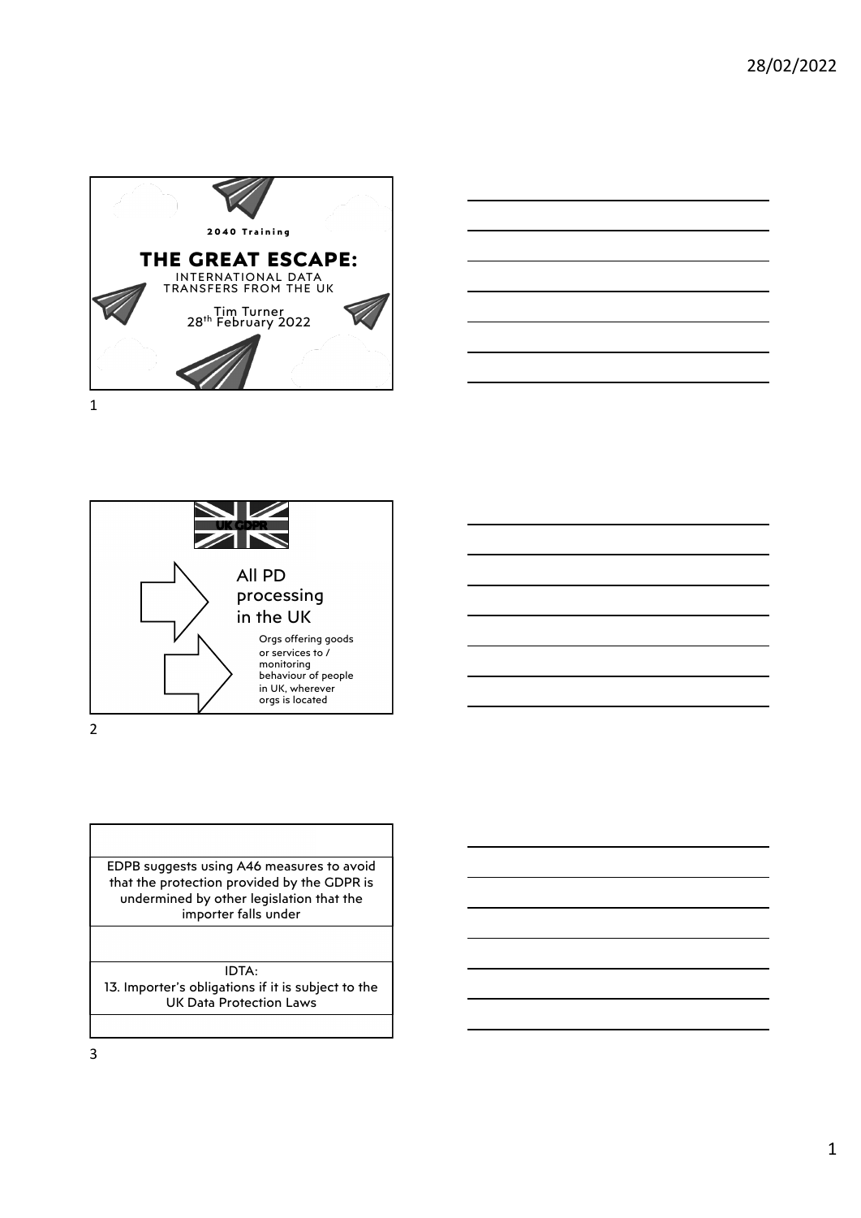## 2040 Training

# THE GREAT ESCAPE:

INTERNATIONAL DATA TRANSFERS FROM THE UK

Tim Turner
28th February 2022

---

UK GDPR

All PD processing in the UK

Orgs offering goods or services to / monitoring behaviour of people in UK, wherever orgs is located

---

EDPB suggests using A46 measures to avoid that the protection provided by the GDPR is undermined by other legislation that the importer falls under

IDTA:
13. Importer's obligations if it is subject to the UK Data Protection Laws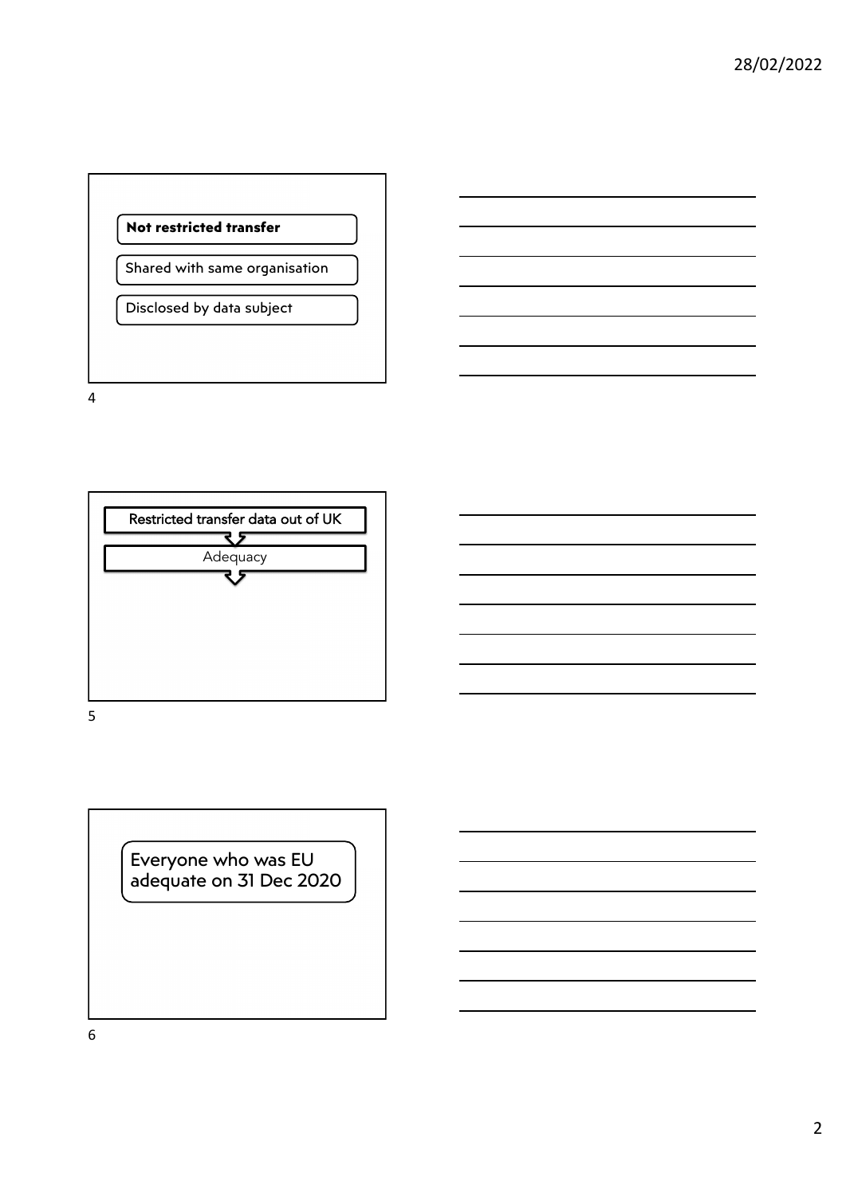**Not restricted transfer**

Shared with same organisation

Disclosed by data subject

Restricted transfer data out of UK

Adequacy

Everyone who was EU adequate on 31 Dec 2020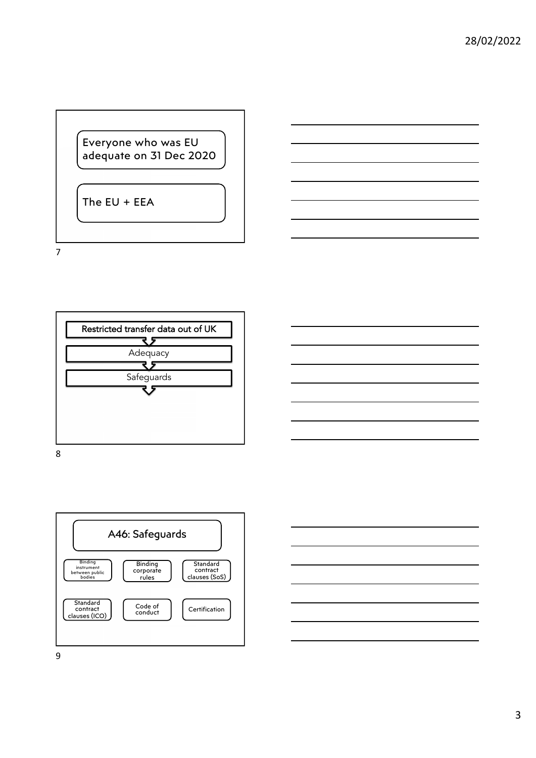Everyone who was EU adequate on 31 Dec 2020

The EU + EEA

Restricted transfer data out of UK

Adequacy

Safeguards

## A46: Safeguards

- Binding instrument between public bodies
- Binding corporate rules
- Standard contract clauses (SoS)
- Standard contract clauses (ICO)
- Code of conduct
- Certification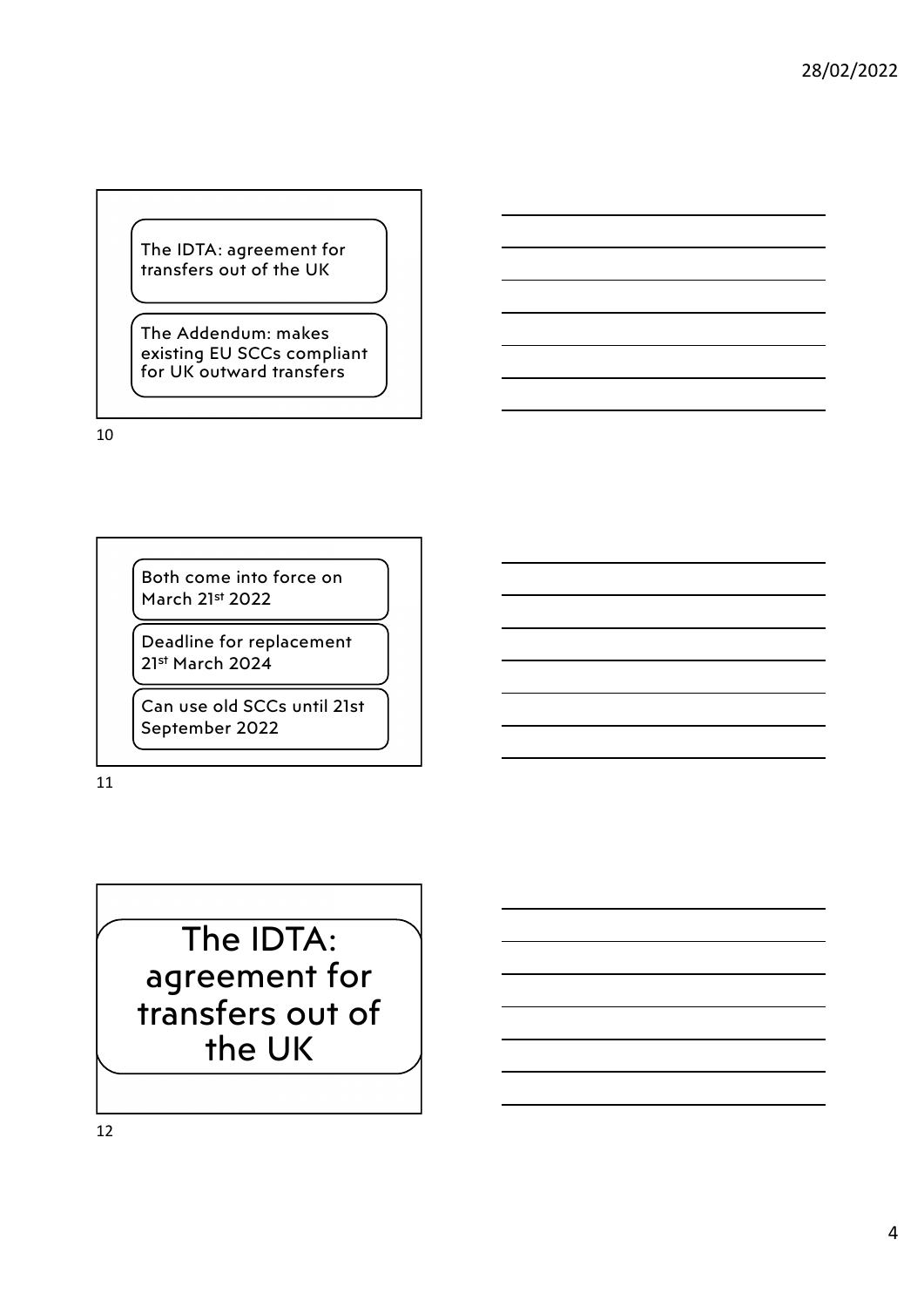The IDTA: agreement for transfers out of the UK

The Addendum: makes existing EU SCCs compliant for UK outward transfers

Both come into force on March 21st 2022

Deadline for replacement 21st March 2024

Can use old SCCs until 21st September 2022

# The IDTA: agreement for transfers out of the UK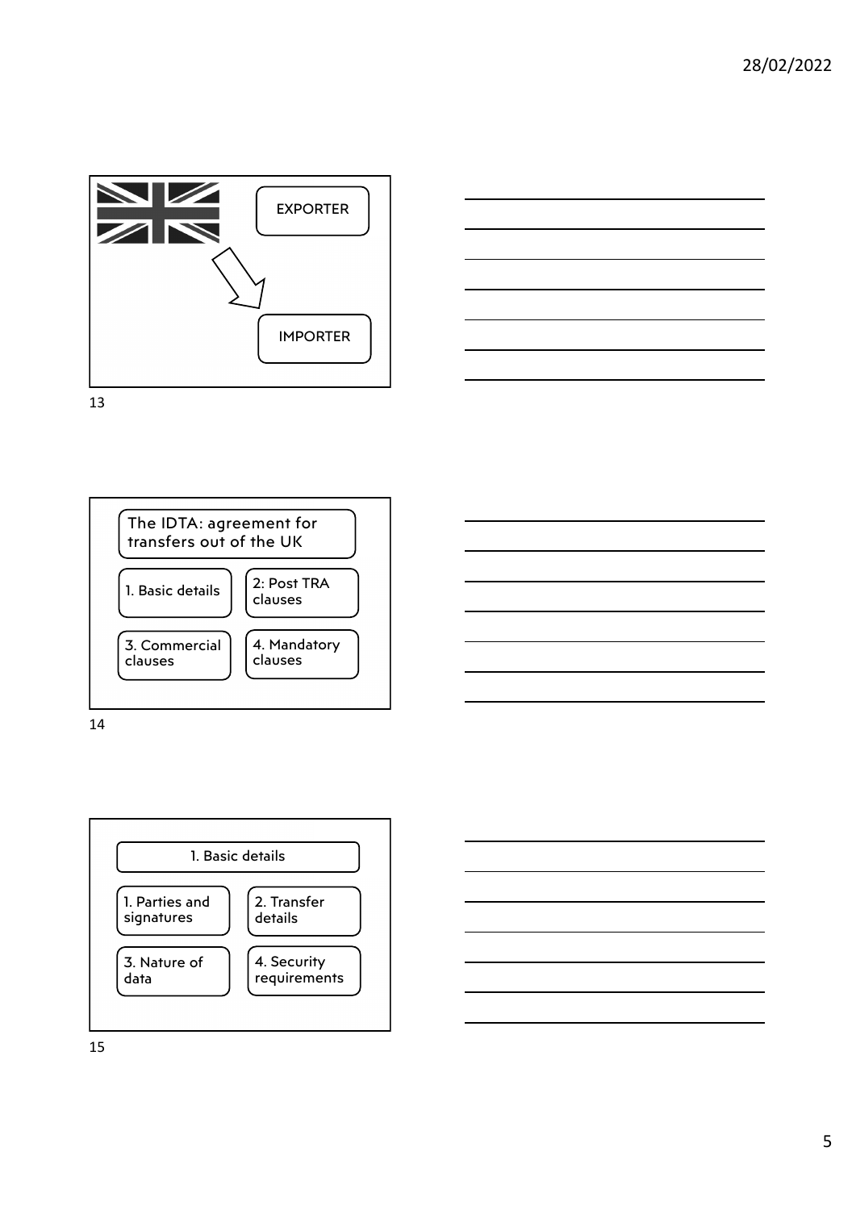EXPORTER

IMPORTER

The IDTA: agreement for transfers out of the UK

1. Basic details

2: Post TRA clauses

3. Commercial clauses

4. Mandatory clauses

1. Basic details

1. Parties and signatures

2. Transfer details

3. Nature of data

4. Security requirements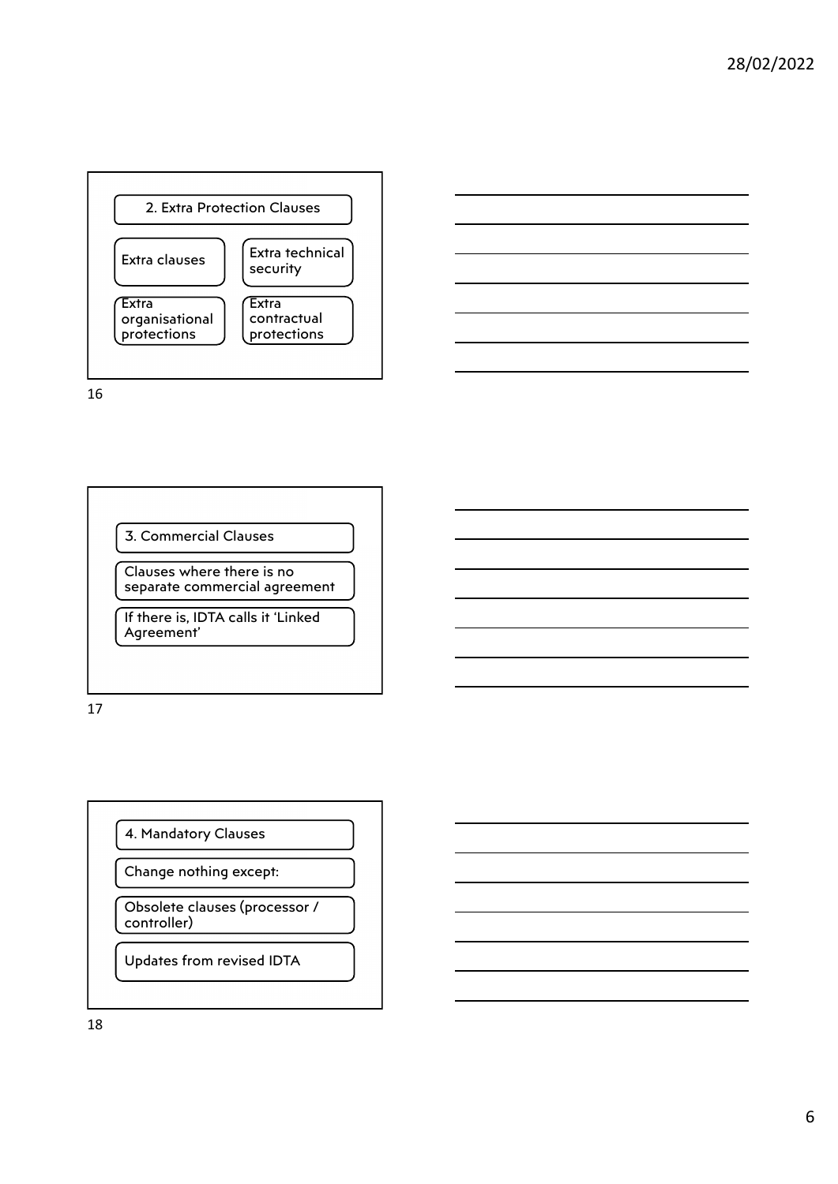## 2. Extra Protection Clauses

- Extra clauses
- Extra technical security
- Extra organisational protections
- Extra contractual protections

## 3. Commercial Clauses

- Clauses where there is no separate commercial agreement
- If there is, IDTA calls it 'Linked Agreement'

## 4. Mandatory Clauses

- Change nothing except:
- Obsolete clauses (processor / controller)
- Updates from revised IDTA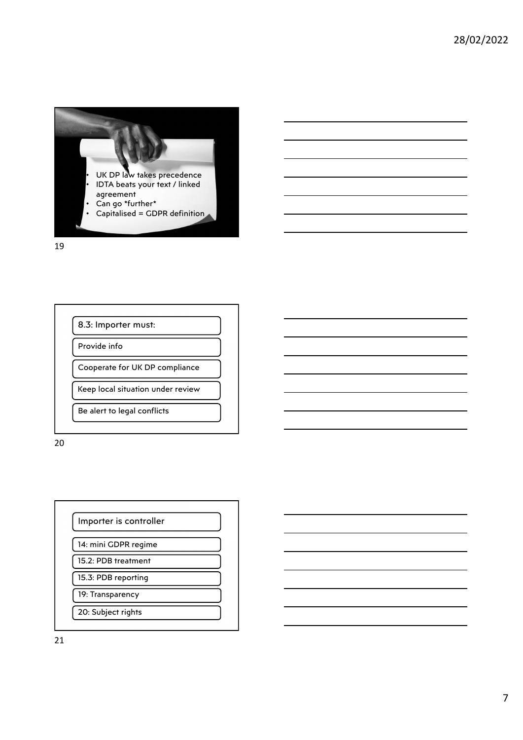- UK DP law takes precedence
- IDTA beats your text / linked agreement
- Can go *further*
- Capitalised = GDPR definition

8.3: Importer must:

- Provide info
- Cooperate for UK DP compliance
- Keep local situation under review
- Be alert to legal conflicts

Importer is controller

- 14: mini GDPR regime
- 15.2: PDB treatment
- 15.3: PDB reporting
- 19: Transparency
- 20: Subject rights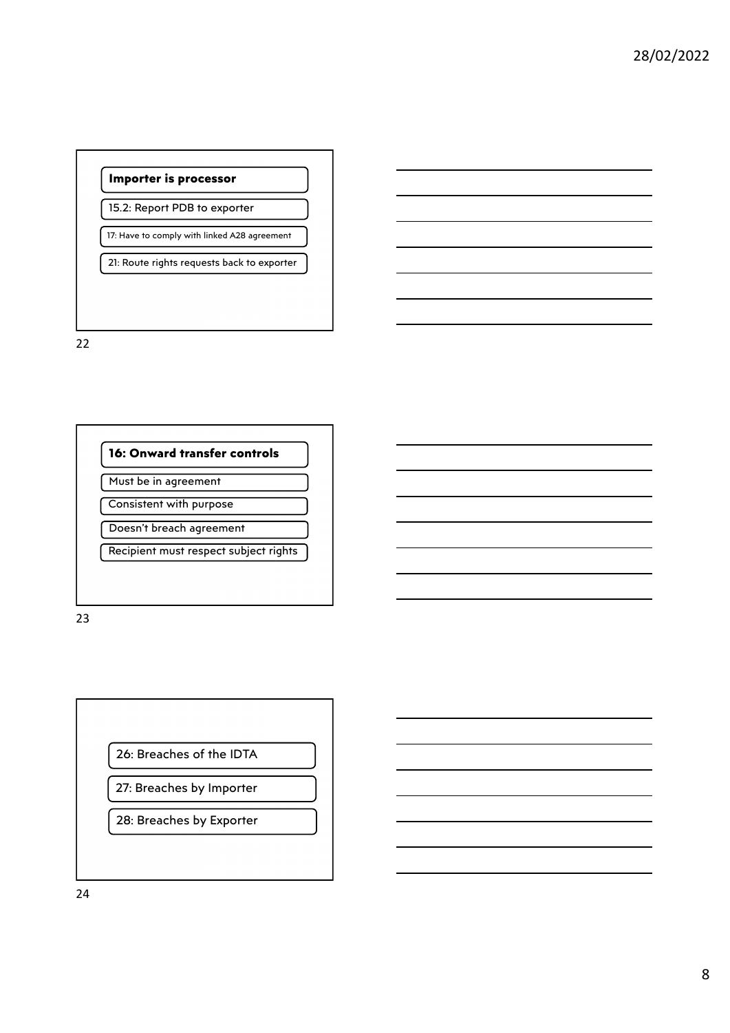### Importer is processor

- 15.2: Report PDB to exporter
- 17: Have to comply with linked A28 agreement
- 21: Route rights requests back to exporter

### 16: Onward transfer controls

- Must be in agreement
- Consistent with purpose
- Doesn't breach agreement
- Recipient must respect subject rights

- 26: Breaches of the IDTA
- 27: Breaches by Importer
- 28: Breaches by Exporter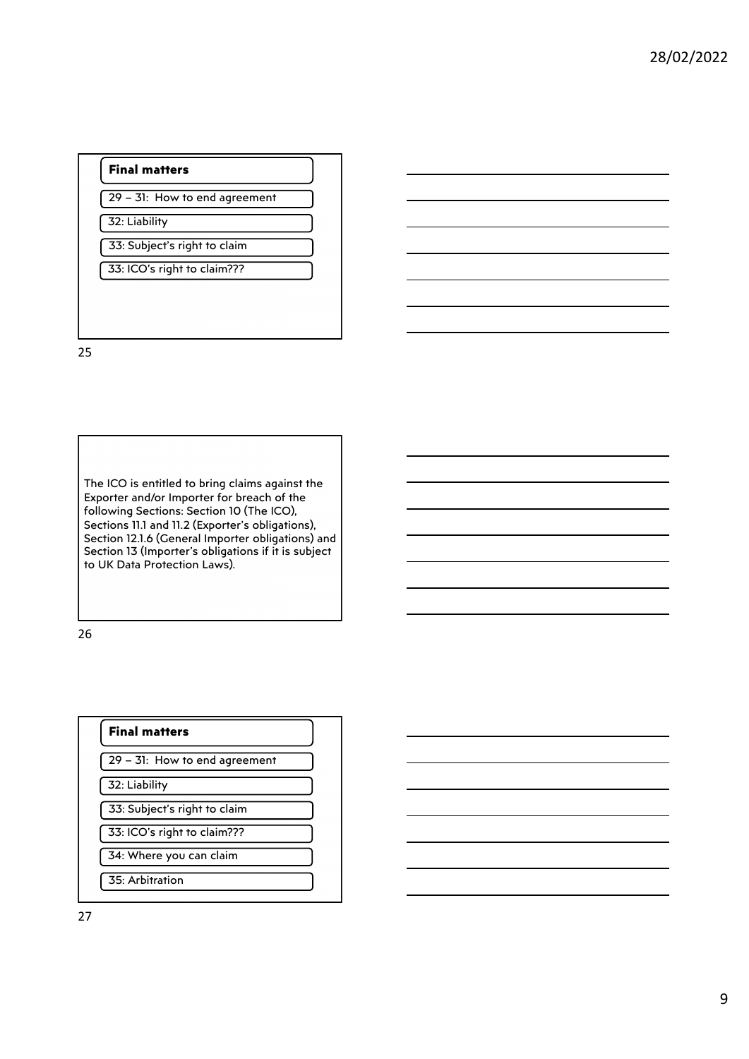## Final matters

- 29 – 31: How to end agreement
- 32: Liability
- 33: Subject's right to claim
- 33: ICO's right to claim???

---

The ICO is entitled to bring claims against the Exporter and/or Importer for breach of the following Sections: Section 10 (The ICO), Sections 11.1 and 11.2 (Exporter's obligations), Section 12.1.6 (General Importer obligations) and Section 13 (Importer's obligations if it is subject to UK Data Protection Laws).

---

## Final matters

- 29 – 31: How to end agreement
- 32: Liability
- 33: Subject's right to claim
- 33: ICO's right to claim???
- 34: Where you can claim
- 35: Arbitration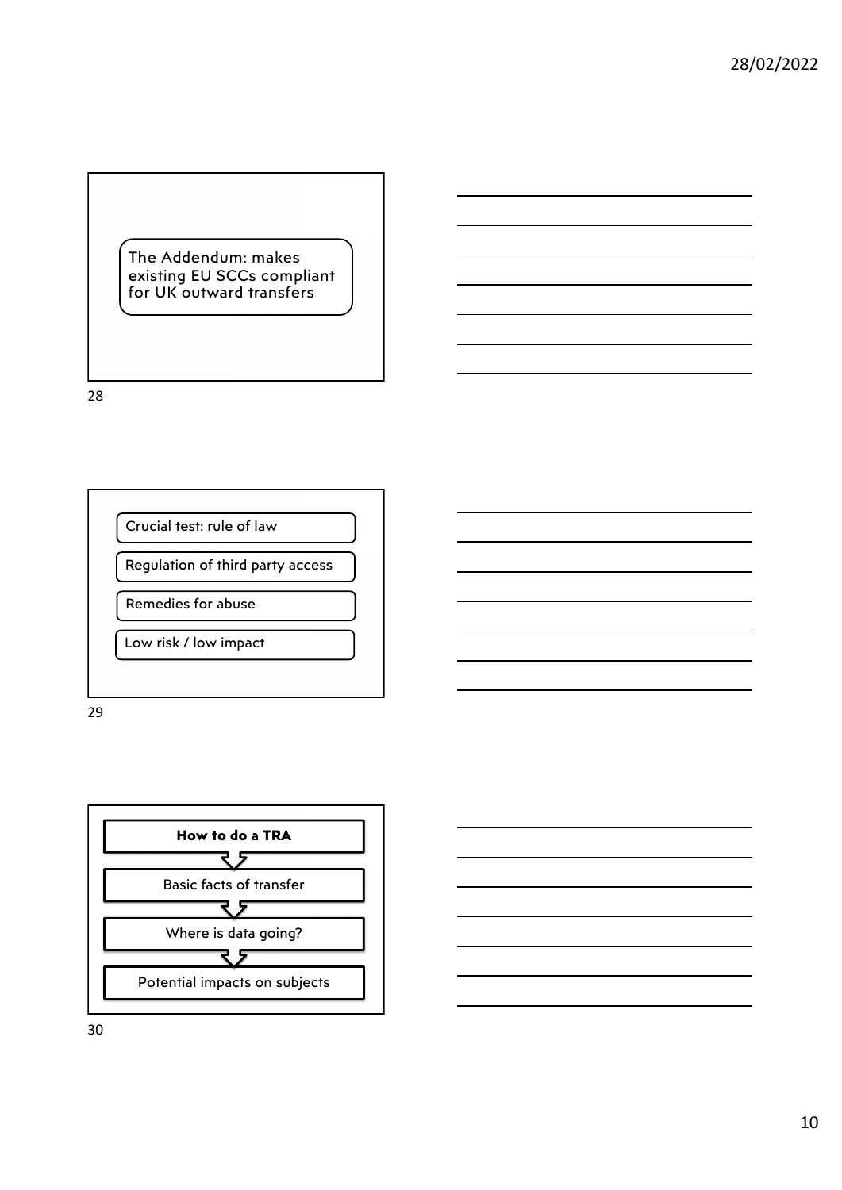The Addendum: makes existing EU SCCs compliant for UK outward transfers

- Crucial test: rule of law
- Regulation of third party access
- Remedies for abuse
- Low risk / low impact

**How to do a TRA**

1. Basic facts of transfer
2. Where is data going?
3. Potential impacts on subjects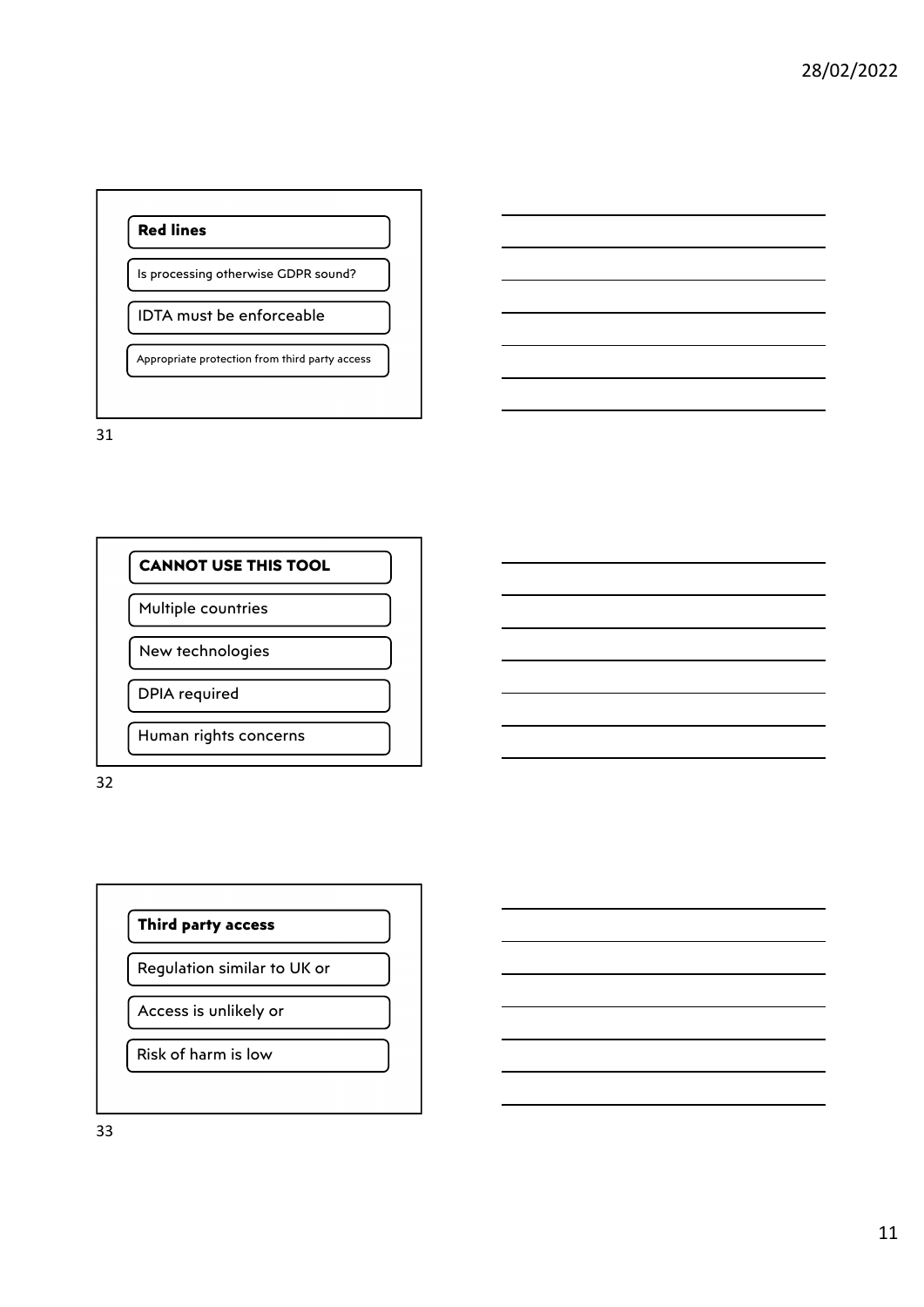## Red lines

- Is processing otherwise GDPR sound?
- IDTA must be enforceable
- Appropriate protection from third party access

## CANNOT USE THIS TOOL

- Multiple countries
- New technologies
- DPIA required
- Human rights concerns

## Third party access

- Regulation similar to UK or
- Access is unlikely or
- Risk of harm is low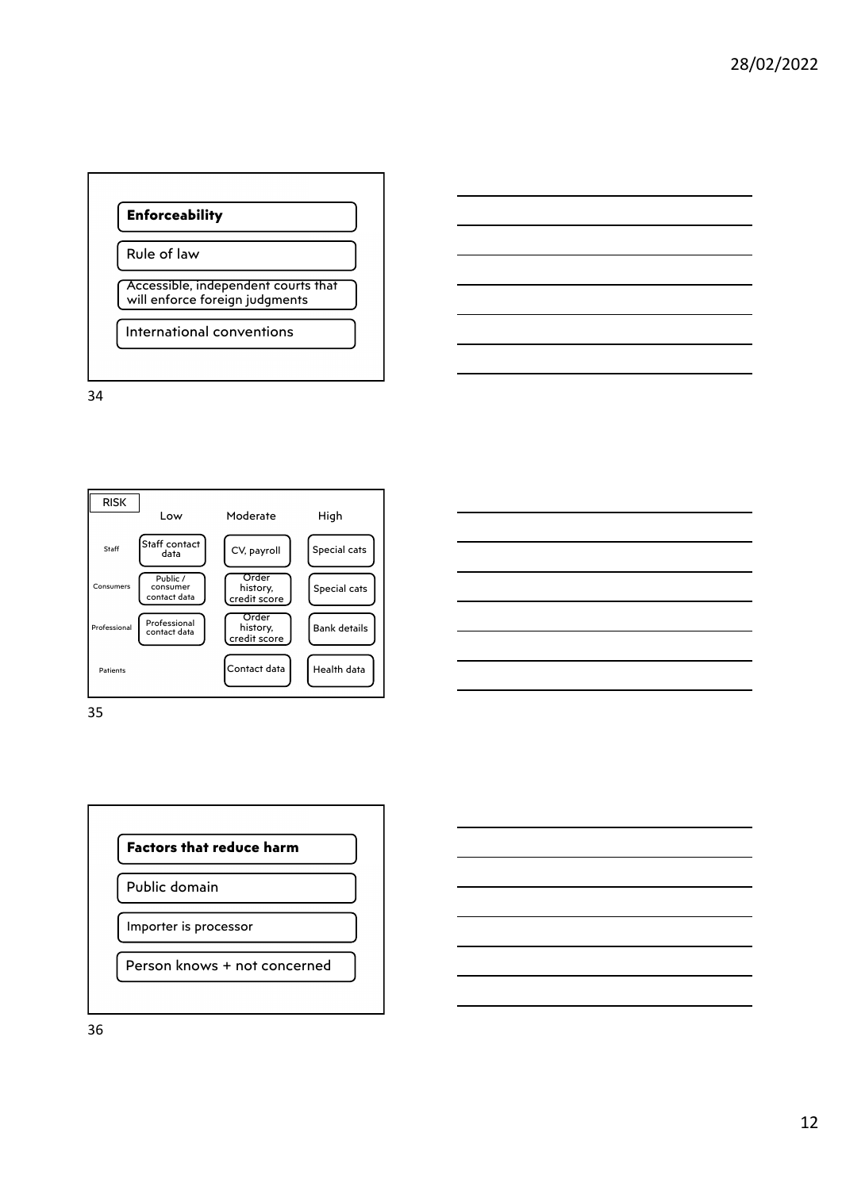### Enforceability

- Rule of law
- Accessible, independent courts that will enforce foreign judgments
- International conventions

| RISK | Low | Moderate | High |
|---|---|---|---|
| Staff | Staff contact data | CV, payroll | Special cats |
| Consumers | Public / consumer contact data | Order history, credit score | Special cats |
| Professional | Professional contact data | Order history, credit score | Bank details |
| Patients | | Contact data | Health data |

### Factors that reduce harm

- Public domain
- Importer is processor
- Person knows + not concerned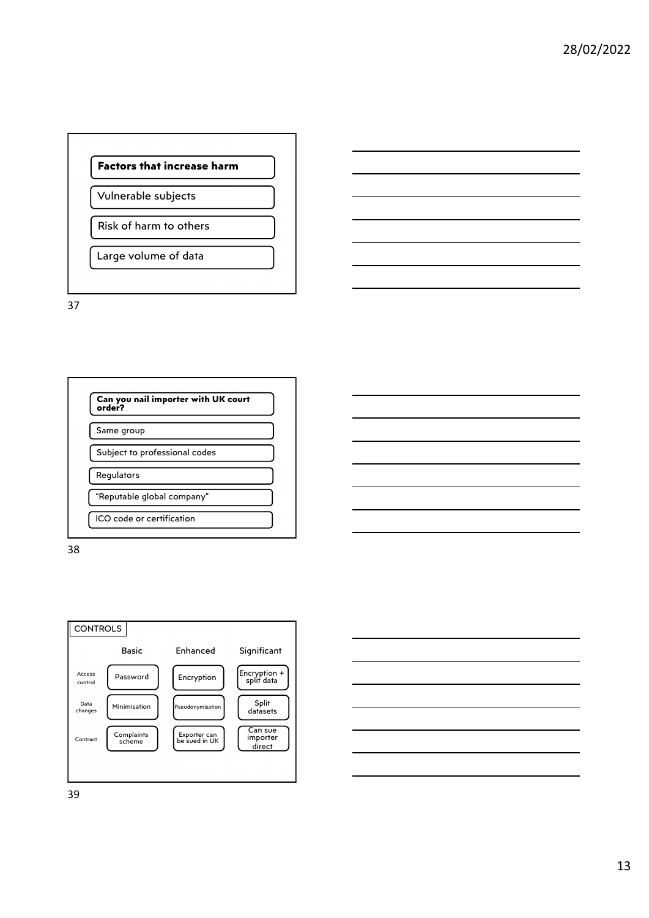**Factors that increase harm**

- Vulnerable subjects
- Risk of harm to others
- Large volume of data

**Can you nail importer with UK court order?**

- Same group
- Subject to professional codes
- Regulators
- "Reputable global company"
- ICO code or certification

CONTROLS

| | Basic | Enhanced | Significant |
|---|---|---|---|
| Access control | Password | Encryption | Encryption + split data |
| Data changes | Minimisation | Pseudonymisation | Split datasets |
| Contract | Complaints scheme | Exporter can be sued in UK | Can sue importer direct |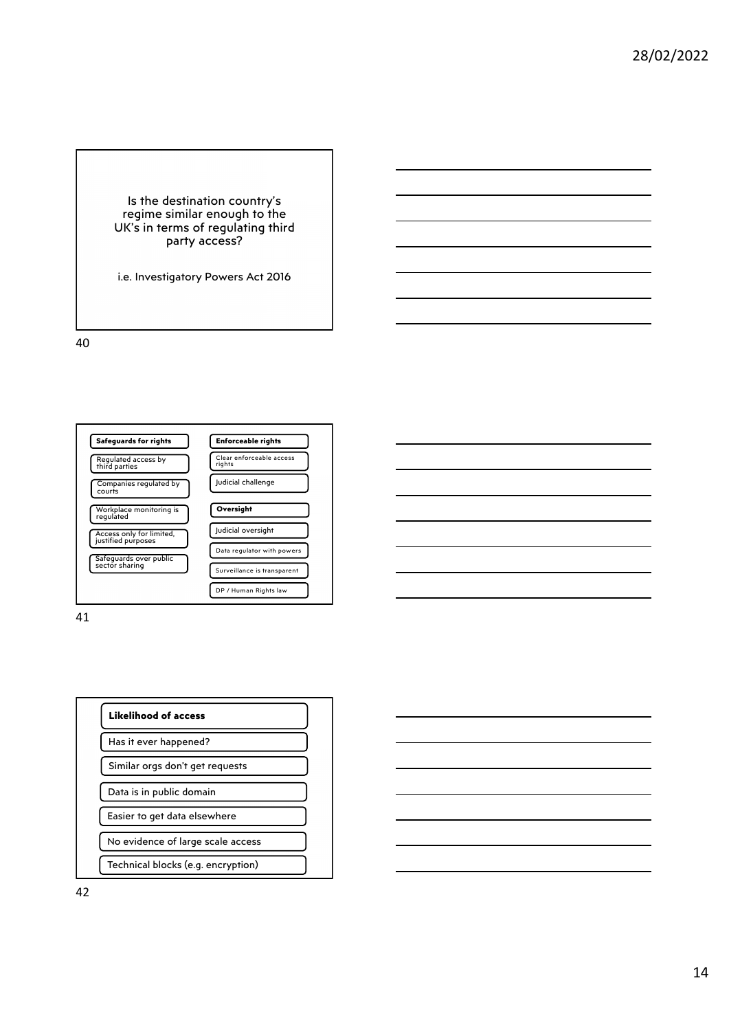Is the destination country's regime similar enough to the UK's in terms of regulating third party access?

i.e. Investigatory Powers Act 2016

**Safeguards for rights**

- Regulated access by third parties
- Companies regulated by courts
- Workplace monitoring is regulated
- Access only for limited, justified purposes
- Safeguards over public sector sharing

**Enforceable rights**

- Clear enforceable access rights
- Judicial challenge

**Oversight**

- Judicial oversight
- Data regulator with powers
- Surveillance is transparent
- DP / Human Rights law

**Likelihood of access**

- Has it ever happened?
- Similar orgs don't get requests
- Data is in public domain
- Easier to get data elsewhere
- No evidence of large scale access
- Technical blocks (e.g. encryption)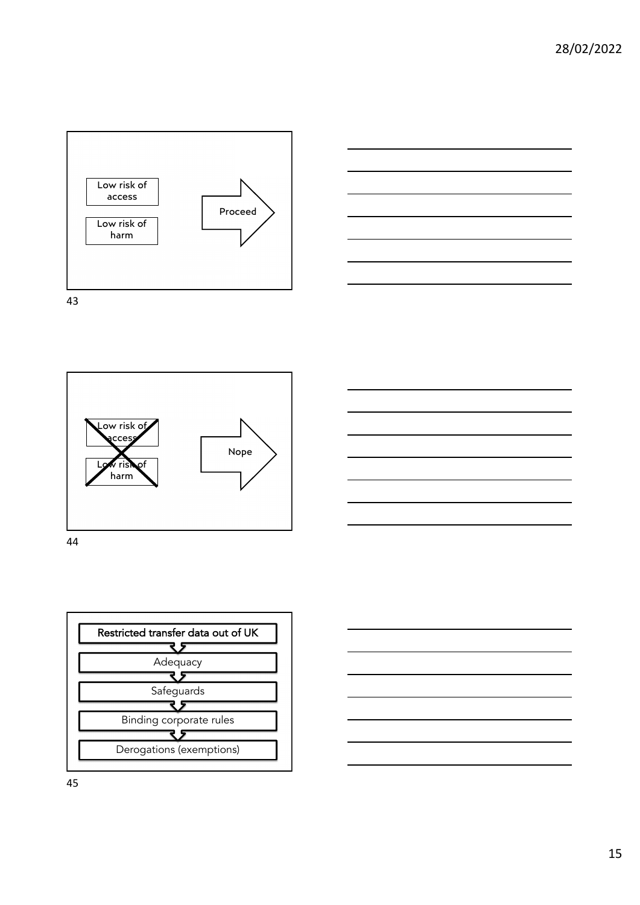Low risk of access

Low risk of harm

Proceed

Low risk of access

Low risk of harm

Nope

Restricted transfer data out of UK

Adequacy

Safeguards

Binding corporate rules

Derogations (exemptions)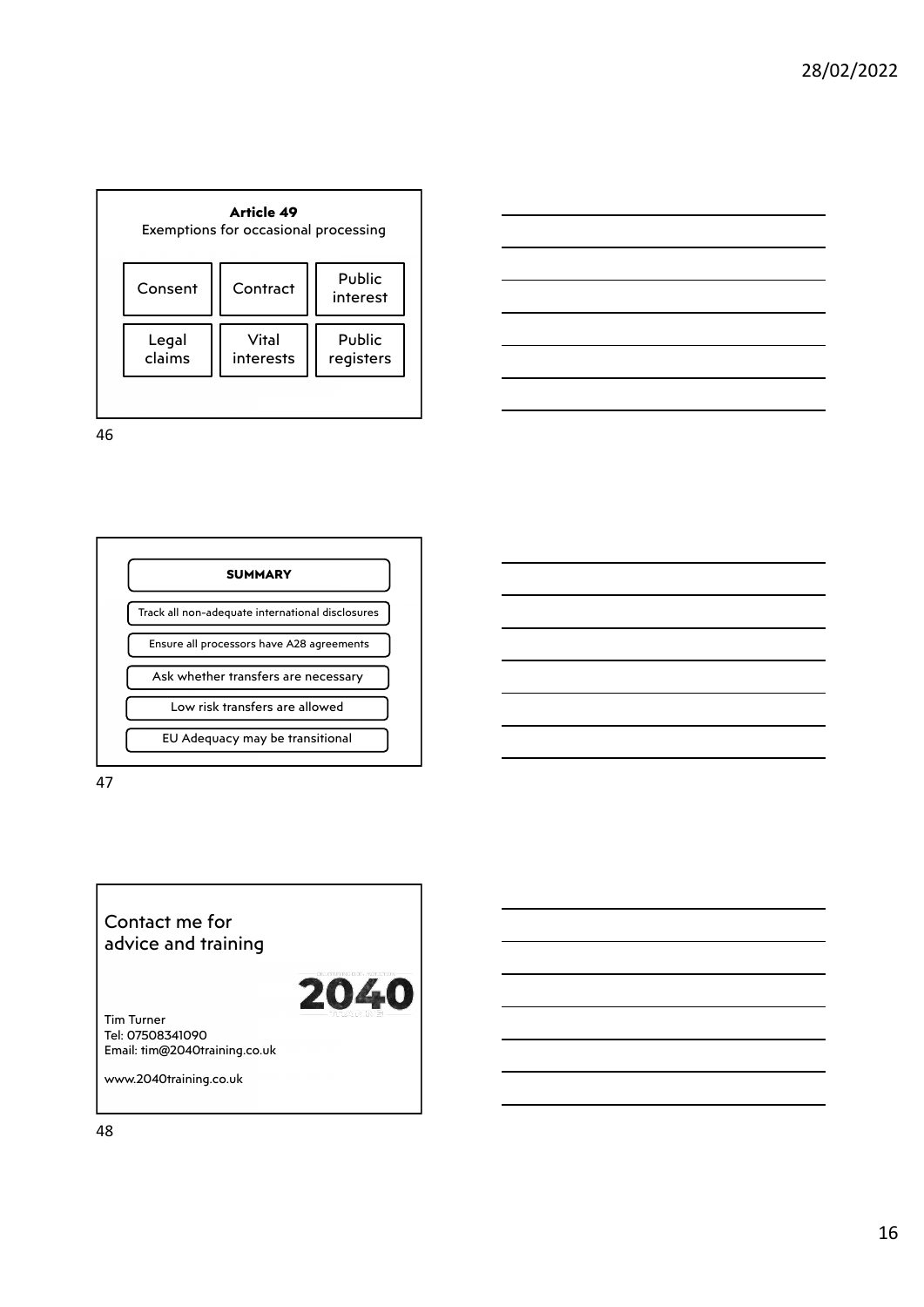## Article 49

Exemptions for occasional processing

| | | |
|---|---|---|
| Consent | Contract | Public interest |
| Legal claims | Vital interests | Public registers |

## SUMMARY

- Track all non-adequate international disclosures
- Ensure all processors have A28 agreements
- Ask whether transfers are necessary
- Low risk transfers are allowed
- EU Adequacy may be transitional

## Contact me for advice and training

2040

Tim Turner
Tel: 07508341090
Email: tim@2040training.co.uk

www.2040training.co.uk